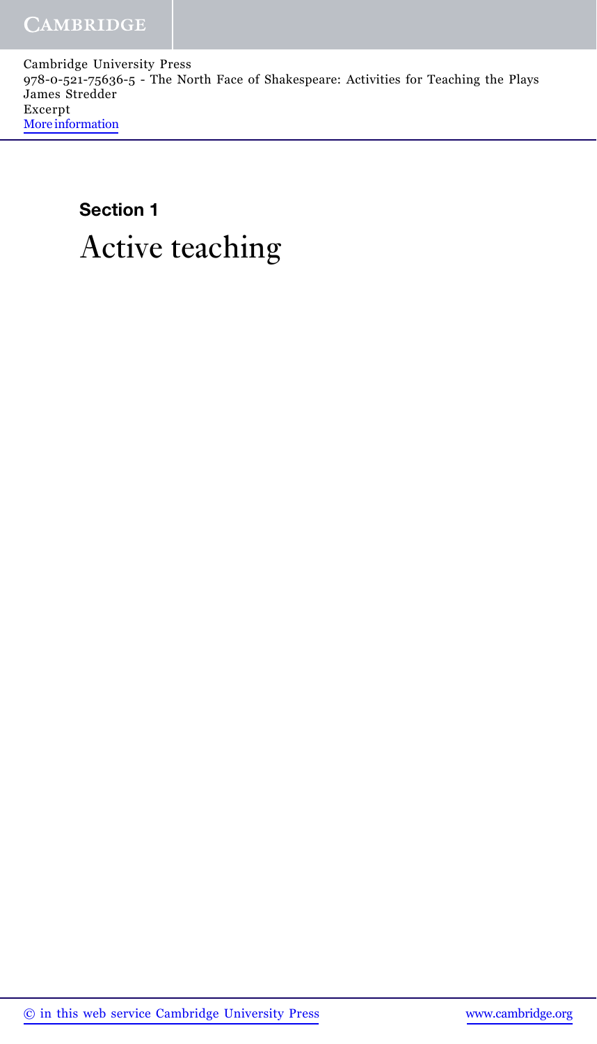Cambridge University Press
978-0-521-75636-5 - The North Face of Shakespeare: Activities for Teaching the Plays
James Stredder
Excerpt
More information

**Section 1**

# Active teaching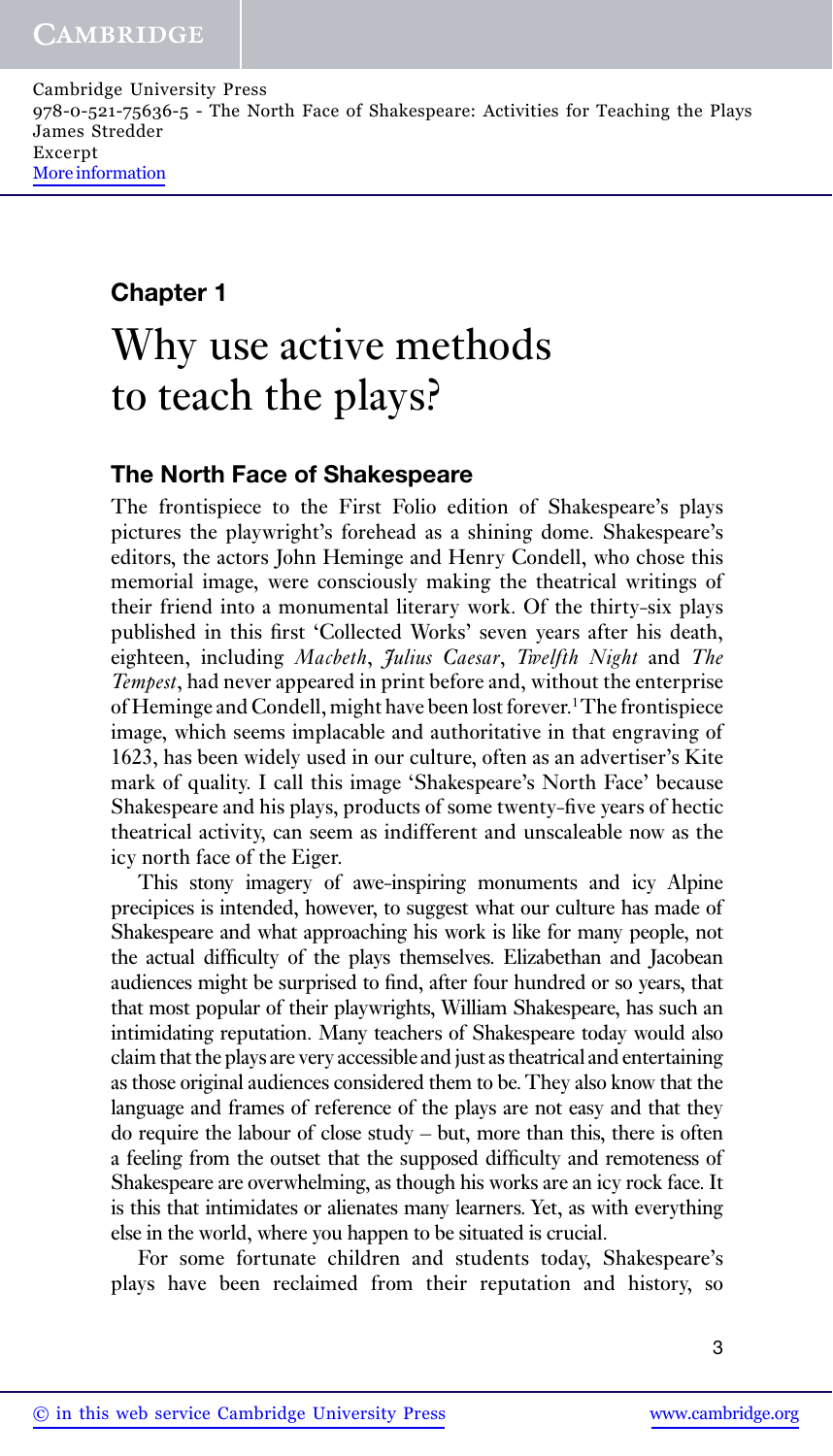## Chapter 1

# Why use active methods to teach the plays?

### The North Face of Shakespeare

The frontispiece to the First Folio edition of Shakespeare's plays pictures the playwright's forehead as a shining dome. Shakespeare's editors, the actors John Heminge and Henry Condell, who chose this memorial image, were consciously making the theatrical writings of their friend into a monumental literary work. Of the thirty-six plays published in this first 'Collected Works' seven years after his death, eighteen, including *Macbeth*, *Julius Caesar*, *Twelfth Night* and *The Tempest*, had never appeared in print before and, without the enterprise of Heminge and Condell, might have been lost forever.[1] The frontispiece image, which seems implacable and authoritative in that engraving of 1623, has been widely used in our culture, often as an advertiser's Kite mark of quality. I call this image 'Shakespeare's North Face' because Shakespeare and his plays, products of some twenty-five years of hectic theatrical activity, can seem as indifferent and unscaleable now as the icy north face of the Eiger.

This stony imagery of awe-inspiring monuments and icy Alpine precipices is intended, however, to suggest what our culture has made of Shakespeare and what approaching his work is like for many people, not the actual difficulty of the plays themselves. Elizabethan and Jacobean audiences might be surprised to find, after four hundred or so years, that that most popular of their playwrights, William Shakespeare, has such an intimidating reputation. Many teachers of Shakespeare today would also claim that the plays are very accessible and just as theatrical and entertaining as those original audiences considered them to be. They also know that the language and frames of reference of the plays are not easy and that they do require the labour of close study – but, more than this, there is often a feeling from the outset that the supposed difficulty and remoteness of Shakespeare are overwhelming, as though his works are an icy rock face. It is this that intimidates or alienates many learners. Yet, as with everything else in the world, where you happen to be situated is crucial.

For some fortunate children and students today, Shakespeare's plays have been reclaimed from their reputation and history, so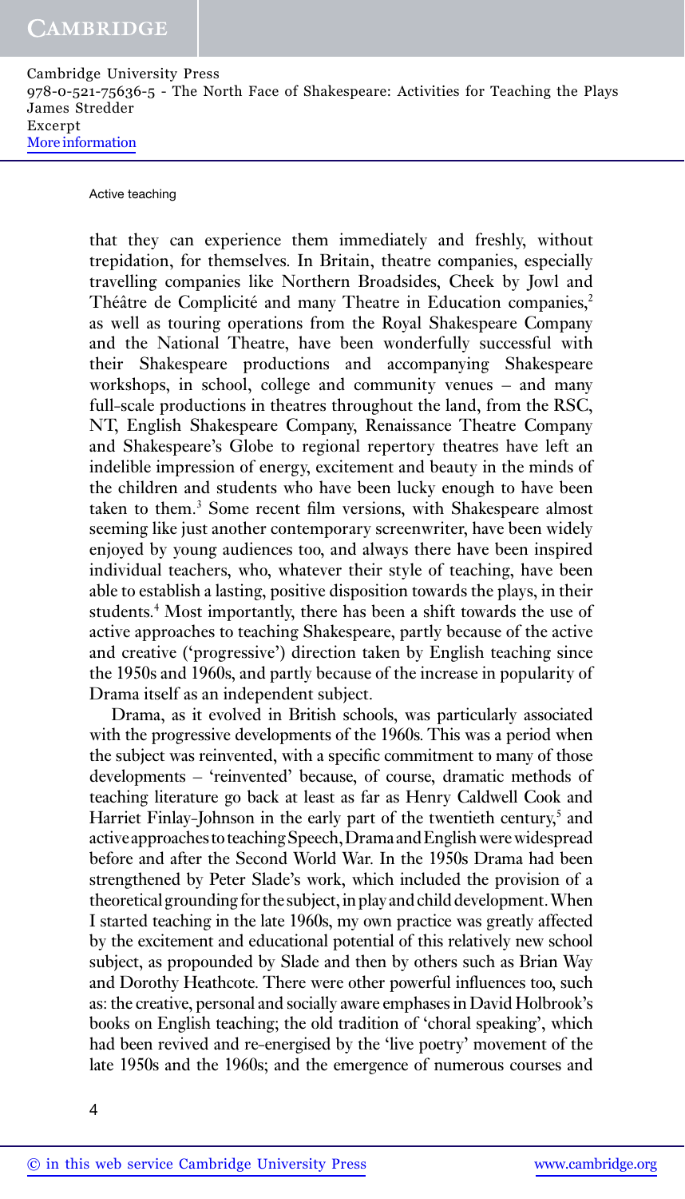that they can experience them immediately and freshly, without trepidation, for themselves. In Britain, theatre companies, especially travelling companies like Northern Broadsides, Cheek by Jowl and Théâtre de Complicité and many Theatre in Education companies,[2] as well as touring operations from the Royal Shakespeare Company and the National Theatre, have been wonderfully successful with their Shakespeare productions and accompanying Shakespeare workshops, in school, college and community venues – and many full-scale productions in theatres throughout the land, from the RSC, NT, English Shakespeare Company, Renaissance Theatre Company and Shakespeare's Globe to regional repertory theatres have left an indelible impression of energy, excitement and beauty in the minds of the children and students who have been lucky enough to have been taken to them.[3] Some recent film versions, with Shakespeare almost seeming like just another contemporary screenwriter, have been widely enjoyed by young audiences too, and always there have been inspired individual teachers, who, whatever their style of teaching, have been able to establish a lasting, positive disposition towards the plays, in their students.[4] Most importantly, there has been a shift towards the use of active approaches to teaching Shakespeare, partly because of the active and creative ('progressive') direction taken by English teaching since the 1950s and 1960s, and partly because of the increase in popularity of Drama itself as an independent subject.

Drama, as it evolved in British schools, was particularly associated with the progressive developments of the 1960s. This was a period when the subject was reinvented, with a specific commitment to many of those developments – 'reinvented' because, of course, dramatic methods of teaching literature go back at least as far as Henry Caldwell Cook and Harriet Finlay-Johnson in the early part of the twentieth century,[5] and active approaches to teaching Speech, Drama and English were widespread before and after the Second World War. In the 1950s Drama had been strengthened by Peter Slade's work, which included the provision of a theoretical grounding for the subject, in play and child development. When I started teaching in the late 1960s, my own practice was greatly affected by the excitement and educational potential of this relatively new school subject, as propounded by Slade and then by others such as Brian Way and Dorothy Heathcote. There were other powerful influences too, such as: the creative, personal and socially aware emphases in David Holbrook's books on English teaching; the old tradition of 'choral speaking', which had been revived and re-energised by the 'live poetry' movement of the late 1950s and the 1960s; and the emergence of numerous courses and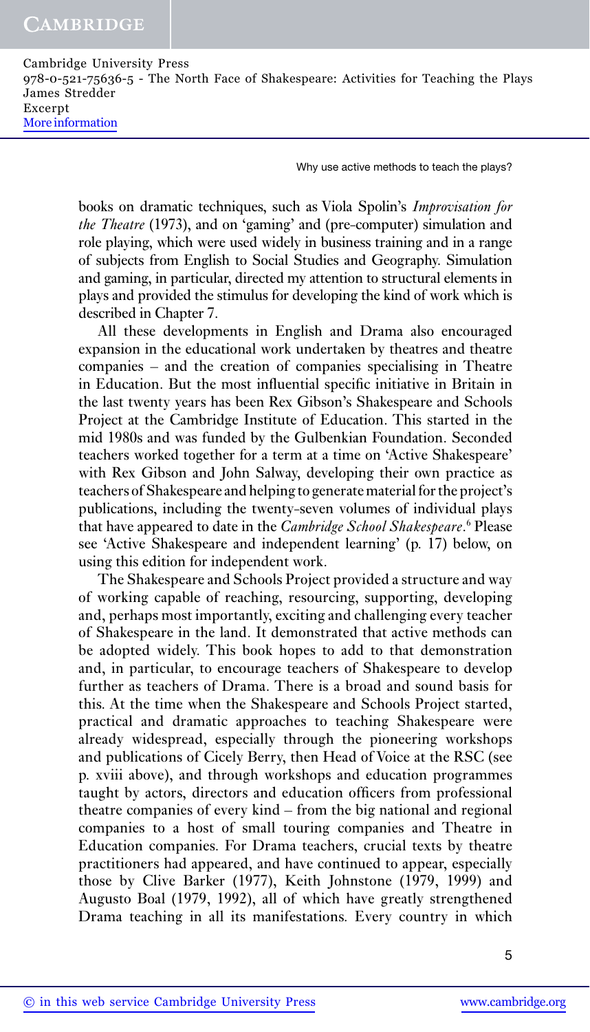books on dramatic techniques, such as Viola Spolin's *Improvisation for the Theatre* (1973), and on 'gaming' and (pre-computer) simulation and role playing, which were used widely in business training and in a range of subjects from English to Social Studies and Geography. Simulation and gaming, in particular, directed my attention to structural elements in plays and provided the stimulus for developing the kind of work which is described in Chapter 7.

All these developments in English and Drama also encouraged expansion in the educational work undertaken by theatres and theatre companies – and the creation of companies specialising in Theatre in Education. But the most influential specific initiative in Britain in the last twenty years has been Rex Gibson's Shakespeare and Schools Project at the Cambridge Institute of Education. This started in the mid 1980s and was funded by the Gulbenkian Foundation. Seconded teachers worked together for a term at a time on 'Active Shakespeare' with Rex Gibson and John Salway, developing their own practice as teachers of Shakespeare and helping to generate material for the project's publications, including the twenty-seven volumes of individual plays that have appeared to date in the *Cambridge School Shakespeare*.[6] Please see 'Active Shakespeare and independent learning' (p. 17) below, on using this edition for independent work.

The Shakespeare and Schools Project provided a structure and way of working capable of reaching, resourcing, supporting, developing and, perhaps most importantly, exciting and challenging every teacher of Shakespeare in the land. It demonstrated that active methods can be adopted widely. This book hopes to add to that demonstration and, in particular, to encourage teachers of Shakespeare to develop further as teachers of Drama. There is a broad and sound basis for this. At the time when the Shakespeare and Schools Project started, practical and dramatic approaches to teaching Shakespeare were already widespread, especially through the pioneering workshops and publications of Cicely Berry, then Head of Voice at the RSC (see p. xviii above), and through workshops and education programmes taught by actors, directors and education officers from professional theatre companies of every kind – from the big national and regional companies to a host of small touring companies and Theatre in Education companies. For Drama teachers, crucial texts by theatre practitioners had appeared, and have continued to appear, especially those by Clive Barker (1977), Keith Johnstone (1979, 1999) and Augusto Boal (1979, 1992), all of which have greatly strengthened Drama teaching in all its manifestations. Every country in which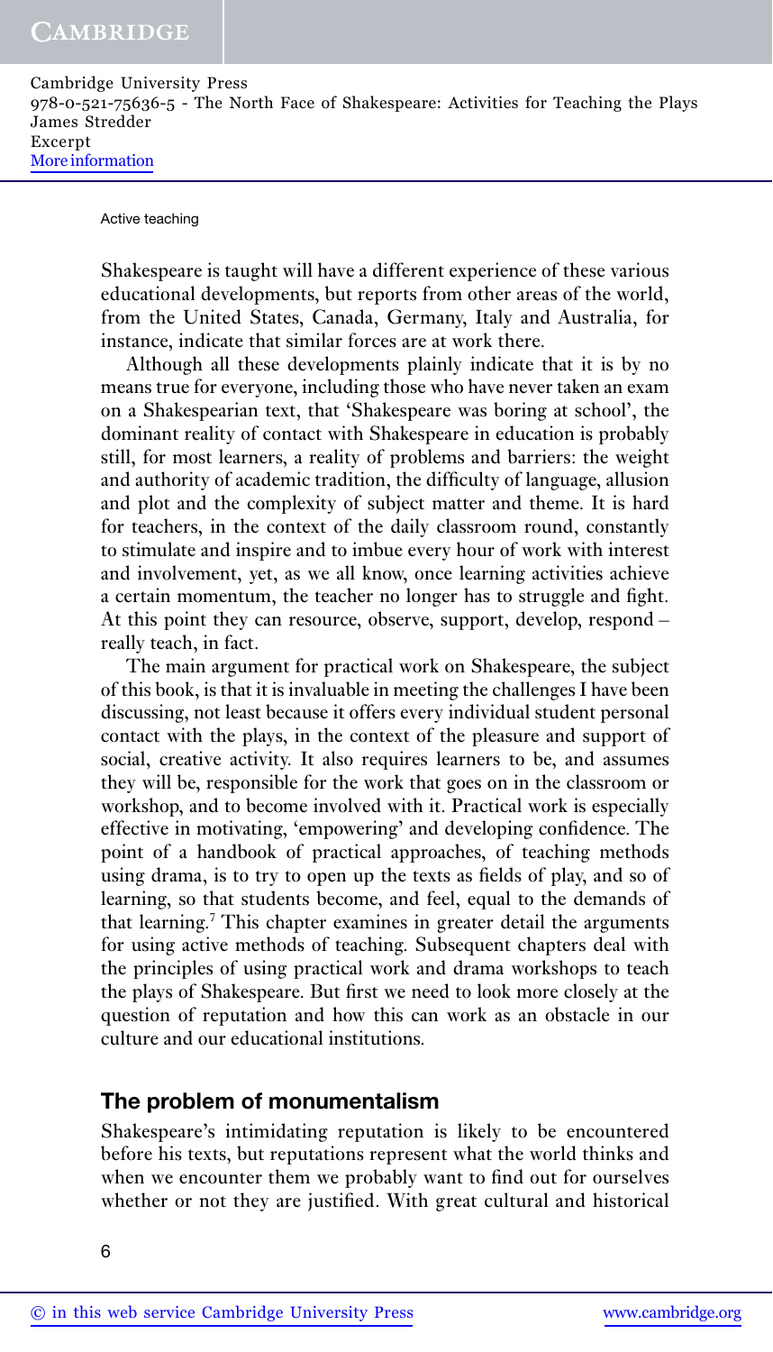Shakespeare is taught will have a different experience of these various educational developments, but reports from other areas of the world, from the United States, Canada, Germany, Italy and Australia, for instance, indicate that similar forces are at work there.

Although all these developments plainly indicate that it is by no means true for everyone, including those who have never taken an exam on a Shakespearian text, that 'Shakespeare was boring at school', the dominant reality of contact with Shakespeare in education is probably still, for most learners, a reality of problems and barriers: the weight and authority of academic tradition, the difficulty of language, allusion and plot and the complexity of subject matter and theme. It is hard for teachers, in the context of the daily classroom round, constantly to stimulate and inspire and to imbue every hour of work with interest and involvement, yet, as we all know, once learning activities achieve a certain momentum, the teacher no longer has to struggle and fight. At this point they can resource, observe, support, develop, respond – really teach, in fact.

The main argument for practical work on Shakespeare, the subject of this book, is that it is invaluable in meeting the challenges I have been discussing, not least because it offers every individual student personal contact with the plays, in the context of the pleasure and support of social, creative activity. It also requires learners to be, and assumes they will be, responsible for the work that goes on in the classroom or workshop, and to become involved with it. Practical work is especially effective in motivating, 'empowering' and developing confidence. The point of a handbook of practical approaches, of teaching methods using drama, is to try to open up the texts as fields of play, and so of learning, so that students become, and feel, equal to the demands of that learning.[7] This chapter examines in greater detail the arguments for using active methods of teaching. Subsequent chapters deal with the principles of using practical work and drama workshops to teach the plays of Shakespeare. But first we need to look more closely at the question of reputation and how this can work as an obstacle in our culture and our educational institutions.

## The problem of monumentalism

Shakespeare's intimidating reputation is likely to be encountered before his texts, but reputations represent what the world thinks and when we encounter them we probably want to find out for ourselves whether or not they are justified. With great cultural and historical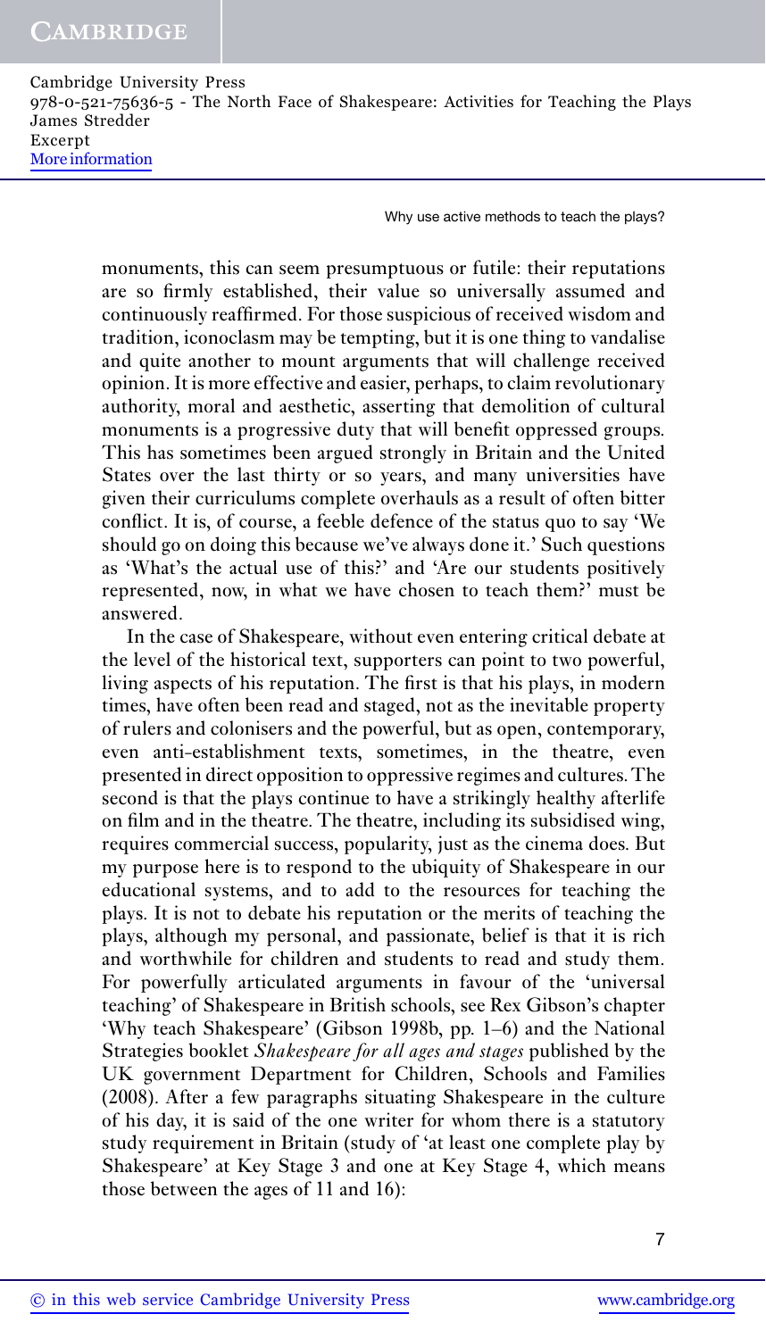monuments, this can seem presumptuous or futile: their reputations are so firmly established, their value so universally assumed and continuously reaffirmed. For those suspicious of received wisdom and tradition, iconoclasm may be tempting, but it is one thing to vandalise and quite another to mount arguments that will challenge received opinion. It is more effective and easier, perhaps, to claim revolutionary authority, moral and aesthetic, asserting that demolition of cultural monuments is a progressive duty that will benefit oppressed groups. This has sometimes been argued strongly in Britain and the United States over the last thirty or so years, and many universities have given their curriculums complete overhauls as a result of often bitter conflict. It is, of course, a feeble defence of the status quo to say 'We should go on doing this because we've always done it.' Such questions as 'What's the actual use of this?' and 'Are our students positively represented, now, in what we have chosen to teach them?' must be answered.

In the case of Shakespeare, without even entering critical debate at the level of the historical text, supporters can point to two powerful, living aspects of his reputation. The first is that his plays, in modern times, have often been read and staged, not as the inevitable property of rulers and colonisers and the powerful, but as open, contemporary, even anti-establishment texts, sometimes, in the theatre, even presented in direct opposition to oppressive regimes and cultures. The second is that the plays continue to have a strikingly healthy afterlife on film and in the theatre. The theatre, including its subsidised wing, requires commercial success, popularity, just as the cinema does. But my purpose here is to respond to the ubiquity of Shakespeare in our educational systems, and to add to the resources for teaching the plays. It is not to debate his reputation or the merits of teaching the plays, although my personal, and passionate, belief is that it is rich and worthwhile for children and students to read and study them. For powerfully articulated arguments in favour of the 'universal teaching' of Shakespeare in British schools, see Rex Gibson's chapter 'Why teach Shakespeare' (Gibson 1998b, pp. 1–6) and the National Strategies booklet *Shakespeare for all ages and stages* published by the UK government Department for Children, Schools and Families (2008). After a few paragraphs situating Shakespeare in the culture of his day, it is said of the one writer for whom there is a statutory study requirement in Britain (study of 'at least one complete play by Shakespeare' at Key Stage 3 and one at Key Stage 4, which means those between the ages of 11 and 16):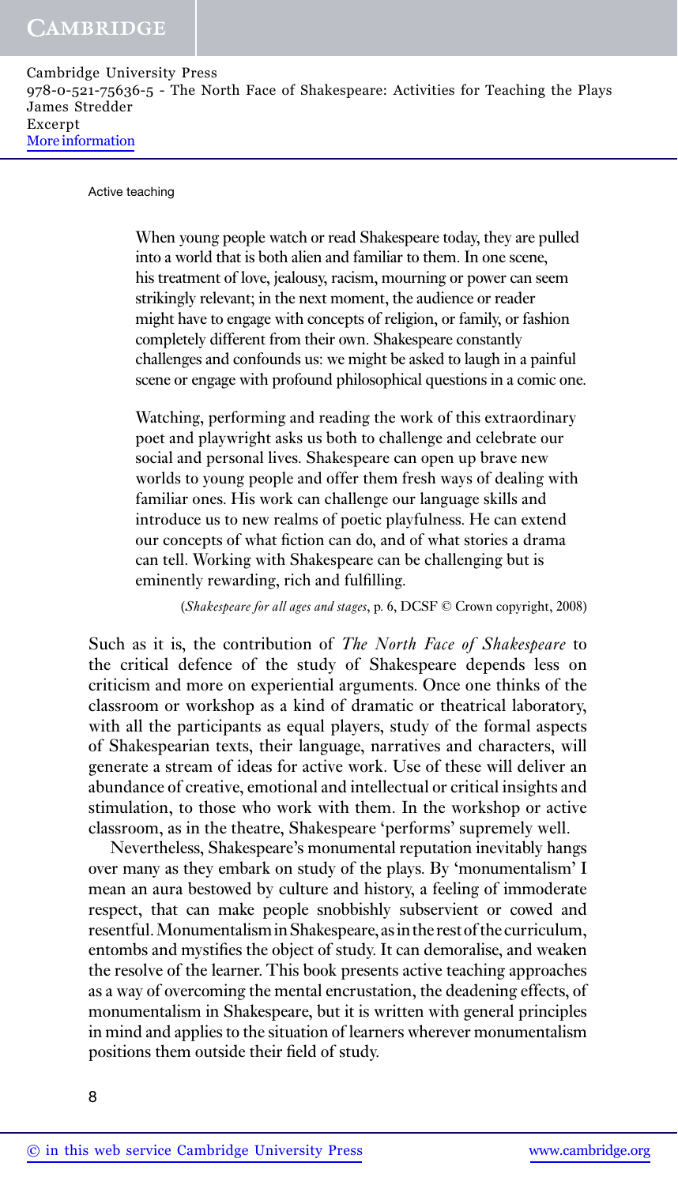> When young people watch or read Shakespeare today, they are pulled into a world that is both alien and familiar to them. In one scene, his treatment of love, jealousy, racism, mourning or power can seem strikingly relevant; in the next moment, the audience or reader might have to engage with concepts of religion, or family, or fashion completely different from their own. Shakespeare constantly challenges and confounds us: we might be asked to laugh in a painful scene or engage with profound philosophical questions in a comic one.
>
> Watching, performing and reading the work of this extraordinary poet and playwright asks us both to challenge and celebrate our social and personal lives. Shakespeare can open up brave new worlds to young people and offer them fresh ways of dealing with familiar ones. His work can challenge our language skills and introduce us to new realms of poetic playfulness. He can extend our concepts of what fiction can do, and of what stories a drama can tell. Working with Shakespeare can be challenging but is eminently rewarding, rich and fulfilling.
>
> (*Shakespeare for all ages and stages*, p. 6, DCSF © Crown copyright, 2008)

Such as it is, the contribution of *The North Face of Shakespeare* to the critical defence of the study of Shakespeare depends less on criticism and more on experiential arguments. Once one thinks of the classroom or workshop as a kind of dramatic or theatrical laboratory, with all the participants as equal players, study of the formal aspects of Shakespearian texts, their language, narratives and characters, will generate a stream of ideas for active work. Use of these will deliver an abundance of creative, emotional and intellectual or critical insights and stimulation, to those who work with them. In the workshop or active classroom, as in the theatre, Shakespeare 'performs' supremely well.

Nevertheless, Shakespeare's monumental reputation inevitably hangs over many as they embark on study of the plays. By 'monumentalism' I mean an aura bestowed by culture and history, a feeling of immoderate respect, that can make people snobbishly subservient or cowed and resentful. Monumentalism in Shakespeare, as in the rest of the curriculum, entombs and mystifies the object of study. It can demoralise, and weaken the resolve of the learner. This book presents active teaching approaches as a way of overcoming the mental encrustation, the deadening effects, of monumentalism in Shakespeare, but it is written with general principles in mind and applies to the situation of learners wherever monumentalism positions them outside their field of study.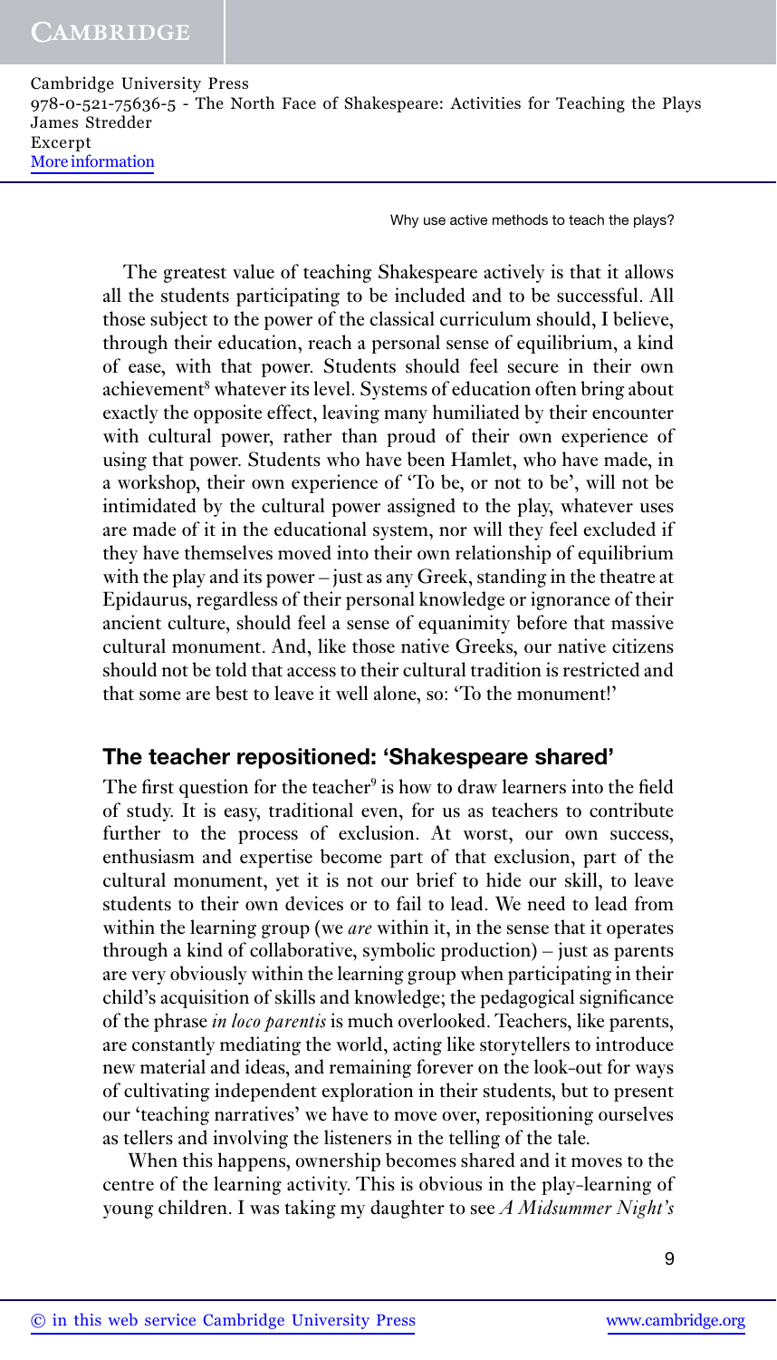The greatest value of teaching Shakespeare actively is that it allows all the students participating to be included and to be successful. All those subject to the power of the classical curriculum should, I believe, through their education, reach a personal sense of equilibrium, a kind of ease, with that power. Students should feel secure in their own achievement[8] whatever its level. Systems of education often bring about exactly the opposite effect, leaving many humiliated by their encounter with cultural power, rather than proud of their own experience of using that power. Students who have been Hamlet, who have made, in a workshop, their own experience of 'To be, or not to be', will not be intimidated by the cultural power assigned to the play, whatever uses are made of it in the educational system, nor will they feel excluded if they have themselves moved into their own relationship of equilibrium with the play and its power – just as any Greek, standing in the theatre at Epidaurus, regardless of their personal knowledge or ignorance of their ancient culture, should feel a sense of equanimity before that massive cultural monument. And, like those native Greeks, our native citizens should not be told that access to their cultural tradition is restricted and that some are best to leave it well alone, so: 'To the monument!'

## The teacher repositioned: 'Shakespeare shared'

The first question for the teacher[9] is how to draw learners into the field of study. It is easy, traditional even, for us as teachers to contribute further to the process of exclusion. At worst, our own success, enthusiasm and expertise become part of that exclusion, part of the cultural monument, yet it is not our brief to hide our skill, to leave students to their own devices or to fail to lead. We need to lead from within the learning group (we *are* within it, in the sense that it operates through a kind of collaborative, symbolic production) – just as parents are very obviously within the learning group when participating in their child's acquisition of skills and knowledge; the pedagogical significance of the phrase *in loco parentis* is much overlooked. Teachers, like parents, are constantly mediating the world, acting like storytellers to introduce new material and ideas, and remaining forever on the look-out for ways of cultivating independent exploration in their students, but to present our 'teaching narratives' we have to move over, repositioning ourselves as tellers and involving the listeners in the telling of the tale.

When this happens, ownership becomes shared and it moves to the centre of the learning activity. This is obvious in the play-learning of young children. I was taking my daughter to see *A Midsummer Night's*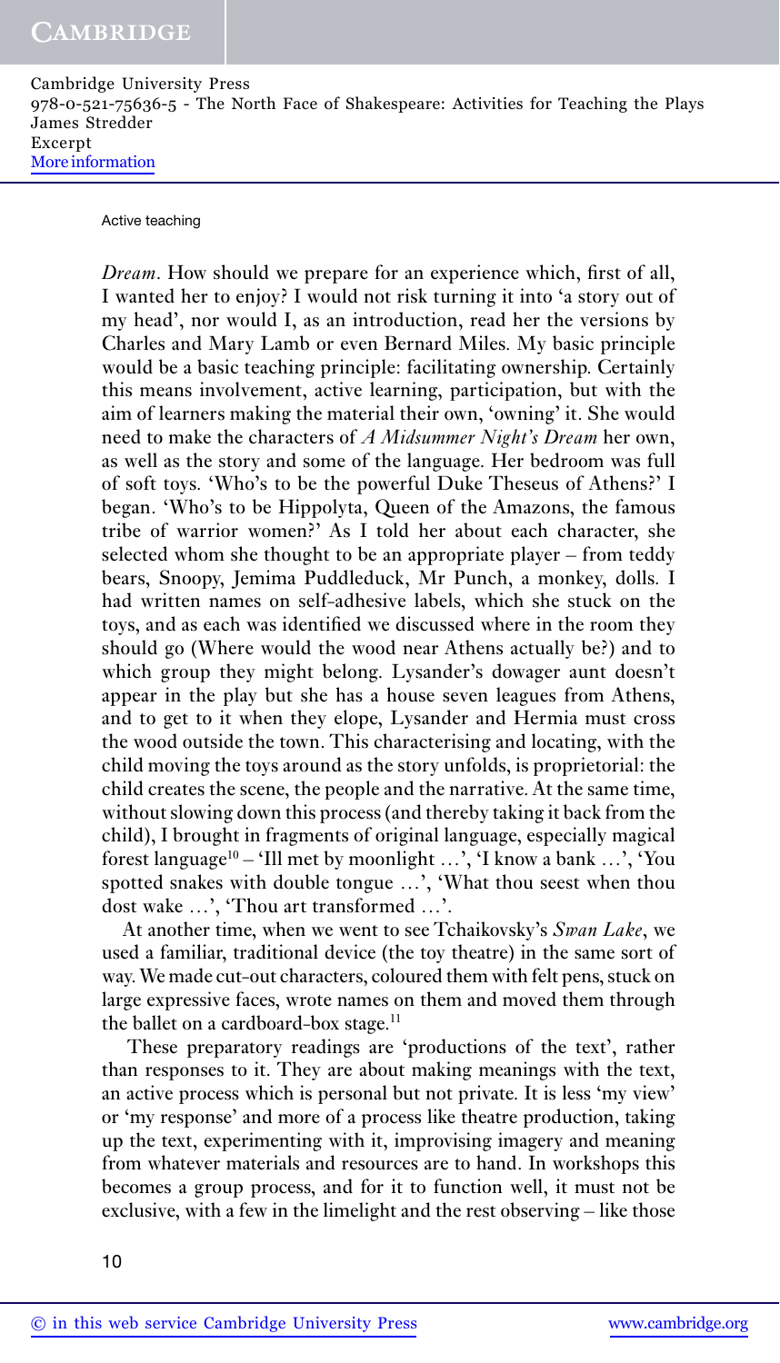*Dream*. How should we prepare for an experience which, first of all, I wanted her to enjoy? I would not risk turning it into 'a story out of my head', nor would I, as an introduction, read her the versions by Charles and Mary Lamb or even Bernard Miles. My basic principle would be a basic teaching principle: facilitating ownership. Certainly this means involvement, active learning, participation, but with the aim of learners making the material their own, 'owning' it. She would need to make the characters of *A Midsummer Night's Dream* her own, as well as the story and some of the language. Her bedroom was full of soft toys. 'Who's to be the powerful Duke Theseus of Athens?' I began. 'Who's to be Hippolyta, Queen of the Amazons, the famous tribe of warrior women?' As I told her about each character, she selected whom she thought to be an appropriate player – from teddy bears, Snoopy, Jemima Puddleduck, Mr Punch, a monkey, dolls. I had written names on self-adhesive labels, which she stuck on the toys, and as each was identified we discussed where in the room they should go (Where would the wood near Athens actually be?) and to which group they might belong. Lysander's dowager aunt doesn't appear in the play but she has a house seven leagues from Athens, and to get to it when they elope, Lysander and Hermia must cross the wood outside the town. This characterising and locating, with the child moving the toys around as the story unfolds, is proprietorial: the child creates the scene, the people and the narrative. At the same time, without slowing down this process (and thereby taking it back from the child), I brought in fragments of original language, especially magical forest language[10] – 'Ill met by moonlight …', 'I know a bank …', 'You spotted snakes with double tongue …', 'What thou seest when thou dost wake …', 'Thou art transformed …'.

At another time, when we went to see Tchaikovsky's *Swan Lake*, we used a familiar, traditional device (the toy theatre) in the same sort of way. We made cut-out characters, coloured them with felt pens, stuck on large expressive faces, wrote names on them and moved them through the ballet on a cardboard-box stage.[11]

These preparatory readings are 'productions of the text', rather than responses to it. They are about making meanings with the text, an active process which is personal but not private. It is less 'my view' or 'my response' and more of a process like theatre production, taking up the text, experimenting with it, improvising imagery and meaning from whatever materials and resources are to hand. In workshops this becomes a group process, and for it to function well, it must not be exclusive, with a few in the limelight and the rest observing – like those